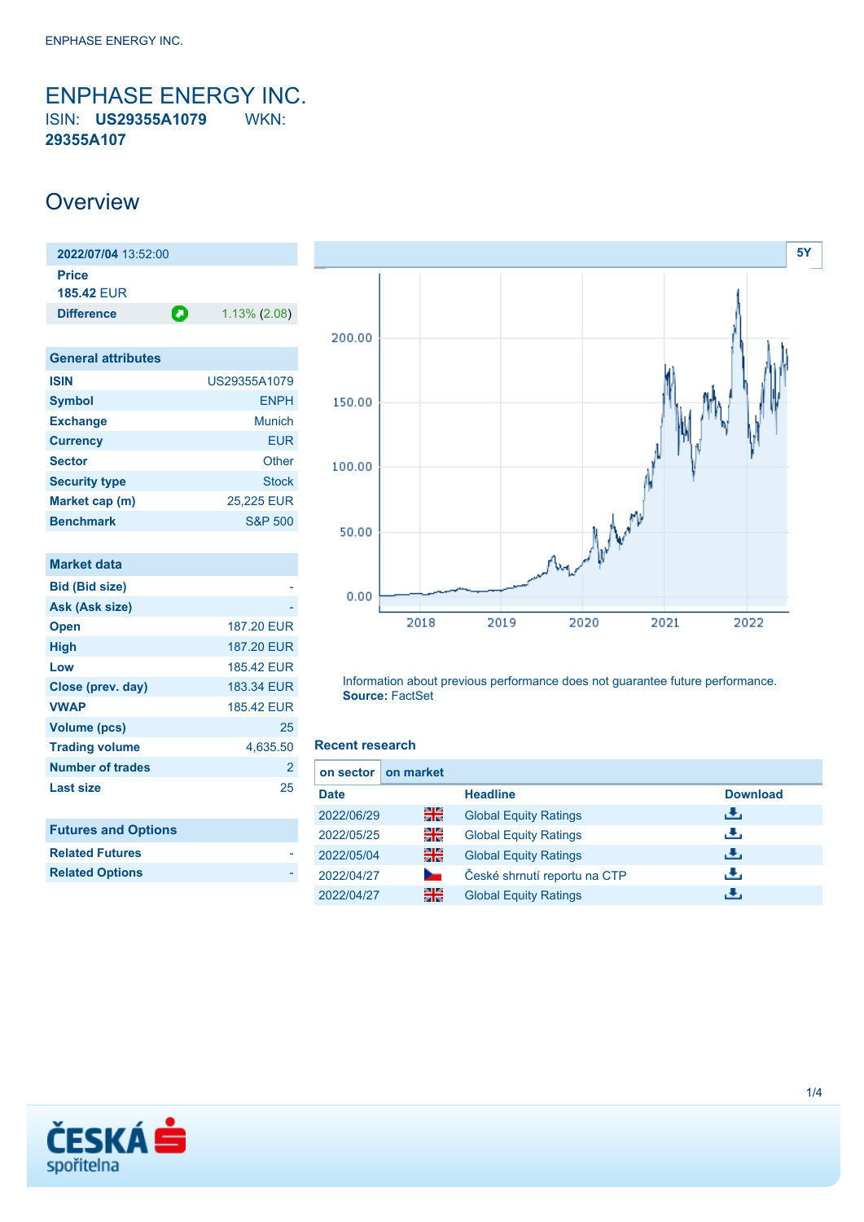# ENPHASE ENERGY INC.

ISIN: **US29355A1079** WKN: **29355A107**

## Overview

| **2022/07/04** 13:52:00 | |
|---|---|
| **Price** | |
| **185.42** EUR | |
| **Difference** | 1.13% (2.08) |

| General attributes | |
|---|---|
| **ISIN** | US29355A1079 |
| **Symbol** | ENPH |
| **Exchange** | Munich |
| **Currency** | EUR |
| **Sector** | Other |
| **Security type** | Stock |
| **Market cap (m)** | 25,225 EUR |
| **Benchmark** | S&P 500 |

| Market data | |
|---|---|
| **Bid (Bid size)** | - |
| **Ask (Ask size)** | - |
| **Open** | 187.20 EUR |
| **High** | 187.20 EUR |
| **Low** | 185.42 EUR |
| **Close (prev. day)** | 183.34 EUR |
| **VWAP** | 185.42 EUR |
| **Volume (pcs)** | 25 |
| **Trading volume** | 4,635.50 |
| **Number of trades** | 2 |
| **Last size** | 25 |

| Futures and Options | |
|---|---|
| **Related Futures** | - |
| **Related Options** | - |

Information about previous performance does not guarantee future performance.
**Source:** FactSet

### Recent research

on sector | on market

| Date | | Headline | Download |
|---|---|---|---|
| 2022/06/29 | | Global Equity Ratings | |
| 2022/05/25 | | Global Equity Ratings | |
| 2022/05/04 | | Global Equity Ratings | |
| 2022/04/27 | | České shrnutí reportu na CTP | |
| 2022/04/27 | | Global Equity Ratings | |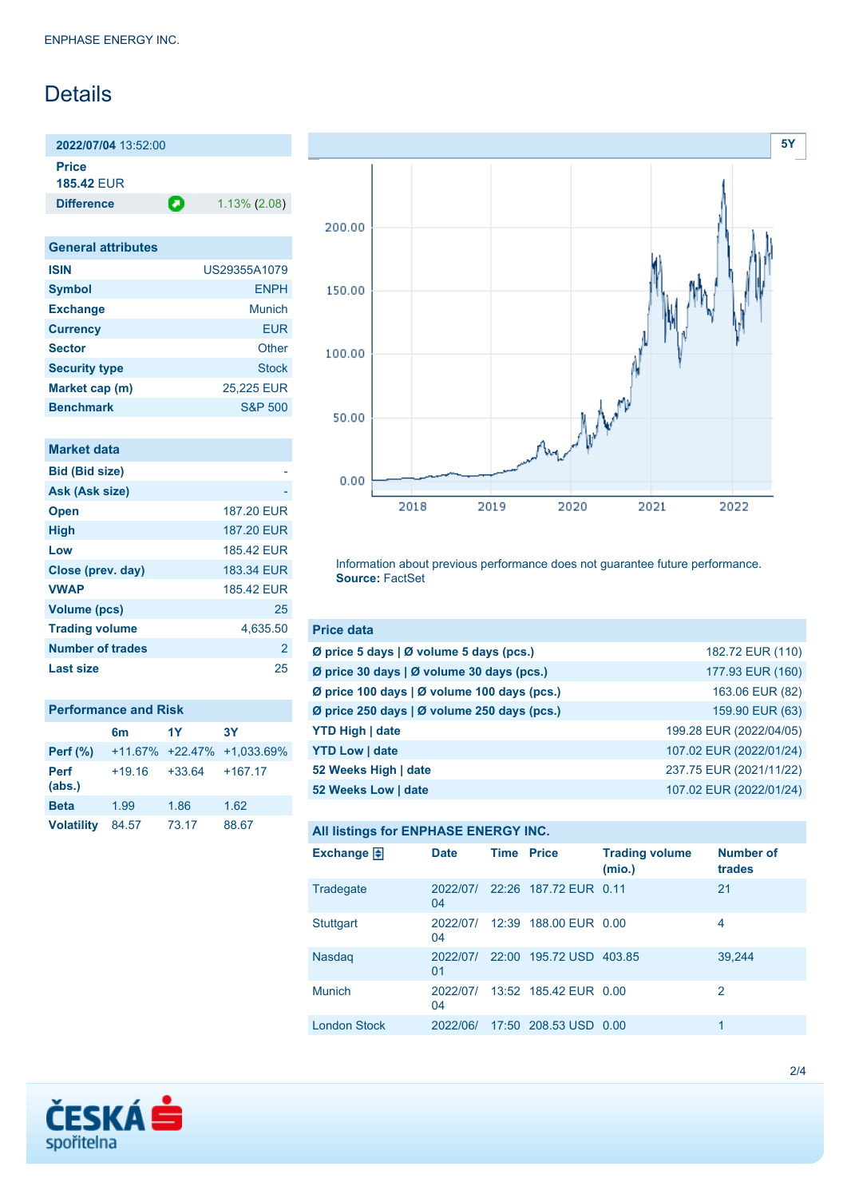ENPHASE ENERGY INC.

# Details

| **2022/07/04** 13:52:00 | |
|---|---|
| **Price** | |
| **185.42** EUR | |
| **Difference** | 1.13% (2.08) |

| General attributes | |
|---|---|
| **ISIN** | US29355A1079 |
| **Symbol** | ENPH |
| **Exchange** | Munich |
| **Currency** | EUR |
| **Sector** | Other |
| **Security type** | Stock |
| **Market cap (m)** | 25,225 EUR |
| **Benchmark** | S&P 500 |

| Market data | |
|---|---|
| **Bid (Bid size)** | - |
| **Ask (Ask size)** | - |
| **Open** | 187.20 EUR |
| **High** | 187.20 EUR |
| **Low** | 185.42 EUR |
| **Close (prev. day)** | 183.34 EUR |
| **VWAP** | 185.42 EUR |
| **Volume (pcs)** | 25 |
| **Trading volume** | 4,635.50 |
| **Number of trades** | 2 |
| **Last size** | 25 |

| Performance and Risk | 6m | 1Y | 3Y |
|---|---|---|---|
| **Perf (%)** | +11.67% | +22.47% | +1,033.69% |
| **Perf (abs.)** | +19.16 | +33.64 | +167.17 |
| **Beta** | 1.99 | 1.86 | 1.62 |
| **Volatility** | 84.57 | 73.17 | 88.67 |

Information about previous performance does not guarantee future performance.
**Source:** FactSet

| Price data | |
|---|---|
| **Ø price 5 days \| Ø volume 5 days (pcs.)** | 182.72 EUR (110) |
| **Ø price 30 days \| Ø volume 30 days (pcs.)** | 177.93 EUR (160) |
| **Ø price 100 days \| Ø volume 100 days (pcs.)** | 163.06 EUR (82) |
| **Ø price 250 days \| Ø volume 250 days (pcs.)** | 159.90 EUR (63) |
| **YTD High \| date** | 199.28 EUR (2022/04/05) |
| **YTD Low \| date** | 107.02 EUR (2022/01/24) |
| **52 Weeks High \| date** | 237.75 EUR (2021/11/22) |
| **52 Weeks Low \| date** | 107.02 EUR (2022/01/24) |

**All listings for ENPHASE ENERGY INC.**

| Exchange | Date | Time | Price | Trading volume (mio.) | Number of trades |
|---|---|---|---|---|---|
| Tradegate | 2022/07/04 | 22:26 | 187.72 EUR | 0.11 | 21 |
| Stuttgart | 2022/07/04 | 12:39 | 188.00 EUR | 0.00 | 4 |
| Nasdaq | 2022/07/01 | 22:00 | 195.72 USD | 403.85 | 39,244 |
| Munich | 2022/07/04 | 13:52 | 185.42 EUR | 0.00 | 2 |
| London Stock | 2022/06/ | 17:50 | 208.53 USD | 0.00 | 1 |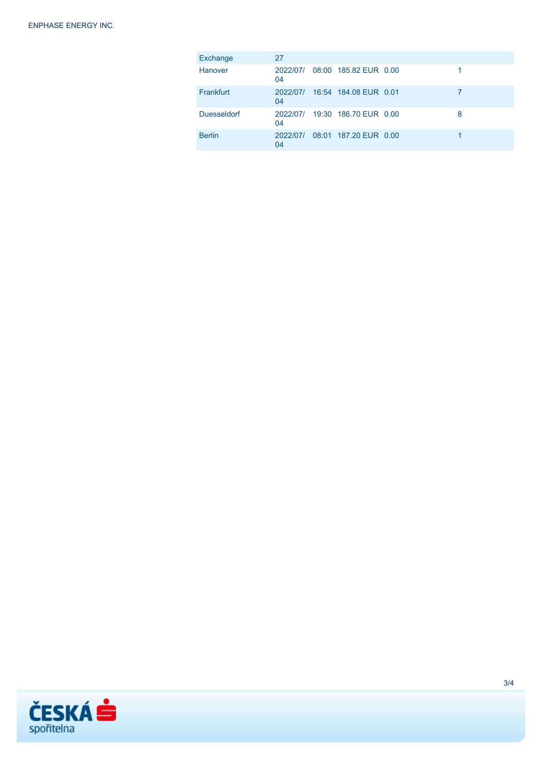| Exchange | 27 | | | | |
|---|---|---|---|---|---|
| Hanover | 2022/07/04 | 08:00 | 185.82 EUR | 0.00 | 1 |
| Frankfurt | 2022/07/04 | 16:54 | 184.08 EUR | 0.01 | 7 |
| Duesseldorf | 2022/07/04 | 19:30 | 186.70 EUR | 0.00 | 8 |
| Berlin | 2022/07/04 | 08:01 | 187.20 EUR | 0.00 | 1 |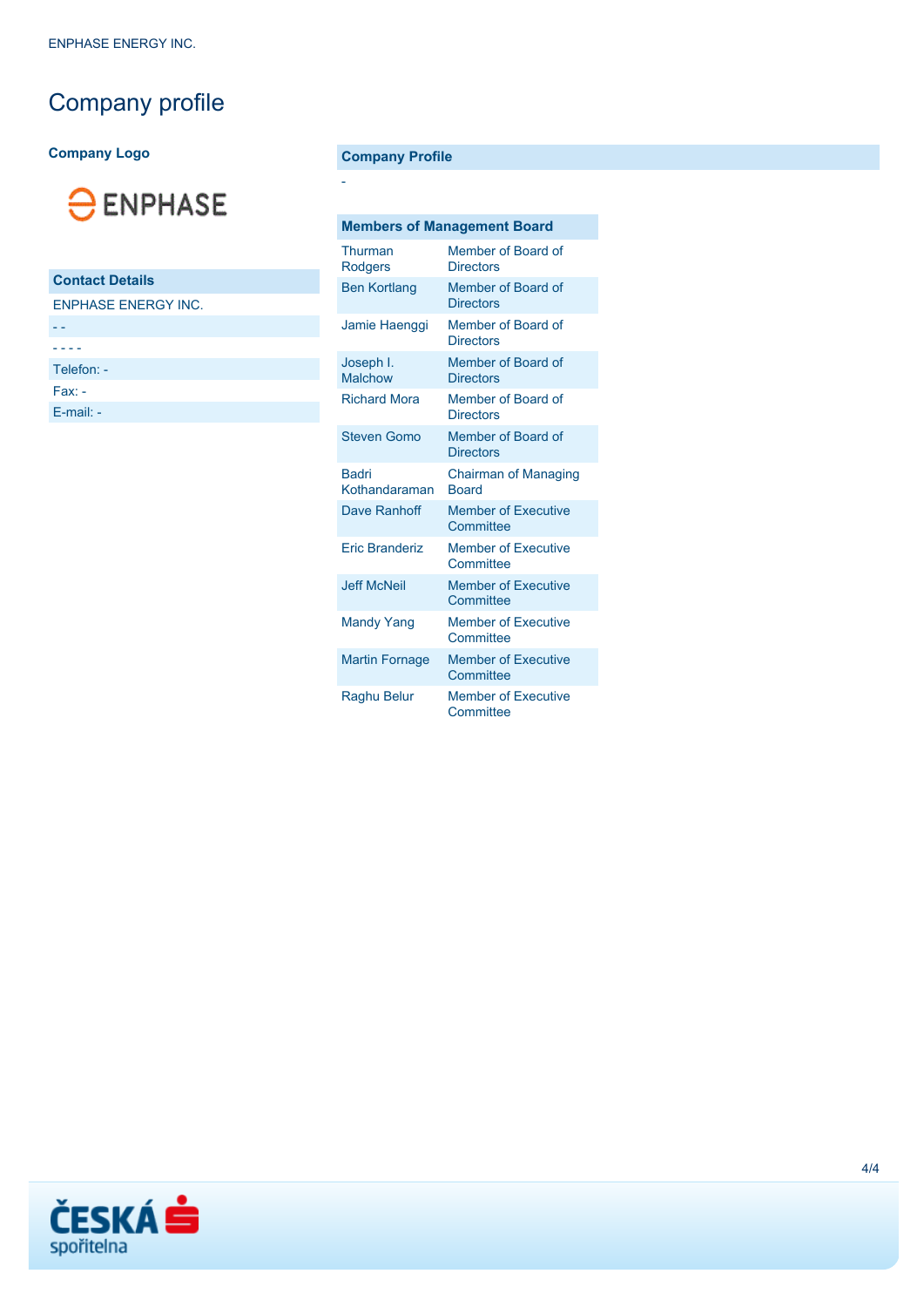# Company profile

**Company Logo**

## Company Profile

-

## Contact Details

ENPHASE ENERGY INC.

- -

- - - -

Telefon: -

Fax: -

E-mail: -

## Members of Management Board

| | |
|---|---|
| Thurman Rodgers | Member of Board of Directors |
| Ben Kortlang | Member of Board of Directors |
| Jamie Haenggi | Member of Board of Directors |
| Joseph I. Malchow | Member of Board of Directors |
| Richard Mora | Member of Board of Directors |
| Steven Gomo | Member of Board of Directors |
| Badri Kothandaraman | Chairman of Managing Board |
| Dave Ranhoff | Member of Executive Committee |
| Eric Branderiz | Member of Executive Committee |
| Jeff McNeil | Member of Executive Committee |
| Mandy Yang | Member of Executive Committee |
| Martin Fornage | Member of Executive Committee |
| Raghu Belur | Member of Executive Committee |